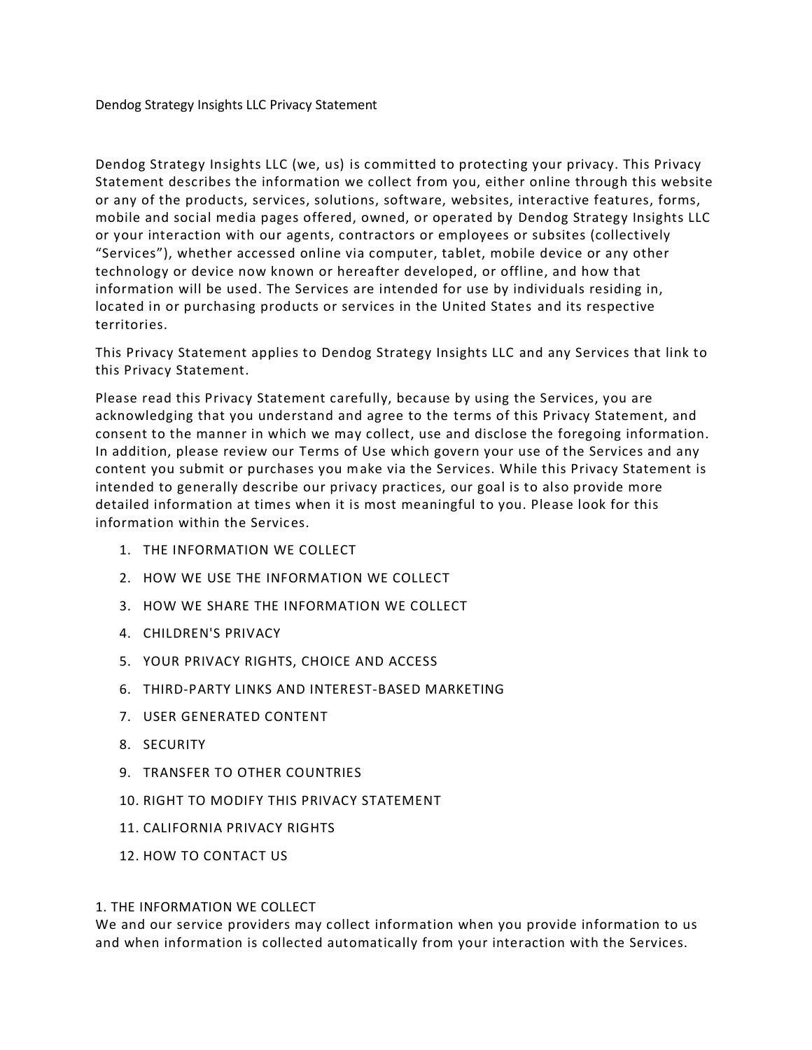# Dendog Strategy Insights LLC Privacy Statement

Dendog Strategy Insights LLC (we, us) is committed to protecting your privacy. This Privacy Statement describes the information we collect from you, either online through this website or any of the products, services, solutions, software, websites, interactive features, forms, mobile and social media pages offered, owned, or operated by Dendog Strategy Insights LLC or your interaction with our agents, contractors or employees or subsites (collectively "Services"), whether accessed online via computer, tablet, mobile device or any other technology or device now known or hereafter developed, or offline, and how that information will be used. The Services are intended for use by individuals residing in, located in or purchasing products or services in the United States and its respective territories.

This Privacy Statement applies to Dendog Strategy Insights LLC and any Services that link to this Privacy Statement.

Please read this Privacy Statement carefully, because by using the Services, you are acknowledging that you understand and agree to the terms of this Privacy Statement, and consent to the manner in which we may collect, use and disclose the foregoing information. In addition, please review our Terms of Use which govern your use of the Services and any content you submit or purchases you make via the Services. While this Privacy Statement is intended to generally describe our privacy practices, our goal is to also provide more detailed information at times when it is most meaningful to you. Please look for this information within the Services.

1. THE INFORMATION WE COLLECT
2. HOW WE USE THE INFORMATION WE COLLECT
3. HOW WE SHARE THE INFORMATION WE COLLECT
4. CHILDREN'S PRIVACY
5. YOUR PRIVACY RIGHTS, CHOICE AND ACCESS
6. THIRD-PARTY LINKS AND INTEREST-BASED MARKETING
7. USER GENERATED CONTENT
8. SECURITY
9. TRANSFER TO OTHER COUNTRIES
10. RIGHT TO MODIFY THIS PRIVACY STATEMENT
11. CALIFORNIA PRIVACY RIGHTS
12. HOW TO CONTACT US

## 1. THE INFORMATION WE COLLECT

We and our service providers may collect information when you provide information to us and when information is collected automatically from your interaction with the Services.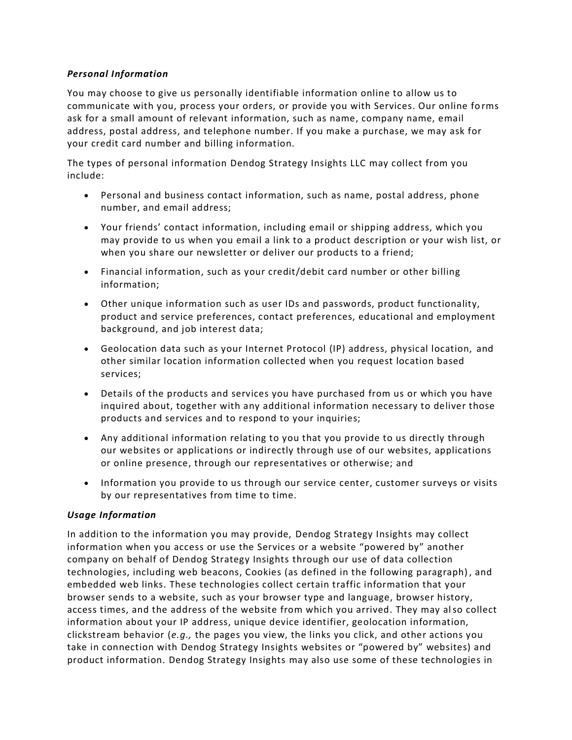***Personal Information***

You may choose to give us personally identifiable information online to allow us to communicate with you, process your orders, or provide you with Services. Our online forms ask for a small amount of relevant information, such as name, company name, email address, postal address, and telephone number. If you make a purchase, we may ask for your credit card number and billing information.

The types of personal information Dendog Strategy Insights LLC may collect from you include:

- Personal and business contact information, such as name, postal address, phone number, and email address;
- Your friends' contact information, including email or shipping address, which you may provide to us when you email a link to a product description or your wish list, or when you share our newsletter or deliver our products to a friend;
- Financial information, such as your credit/debit card number or other billing information;
- Other unique information such as user IDs and passwords, product functionality, product and service preferences, contact preferences, educational and employment background, and job interest data;
- Geolocation data such as your Internet Protocol (IP) address, physical location, and other similar location information collected when you request location based services;
- Details of the products and services you have purchased from us or which you have inquired about, together with any additional information necessary to deliver those products and services and to respond to your inquiries;
- Any additional information relating to you that you provide to us directly through our websites or applications or indirectly through use of our websites, applications or online presence, through our representatives or otherwise; and
- Information you provide to us through our service center, customer surveys or visits by our representatives from time to time.

***Usage Information***

In addition to the information you may provide, Dendog Strategy Insights may collect information when you access or use the Services or a website "powered by" another company on behalf of Dendog Strategy Insights through our use of data collection technologies, including web beacons, Cookies (as defined in the following paragraph), and embedded web links. These technologies collect certain traffic information that your browser sends to a website, such as your browser type and language, browser history, access times, and the address of the website from which you arrived. They may also collect information about your IP address, unique device identifier, geolocation information, clickstream behavior (*e.g.,* the pages you view, the links you click, and other actions you take in connection with Dendog Strategy Insights websites or "powered by" websites) and product information. Dendog Strategy Insights may also use some of these technologies in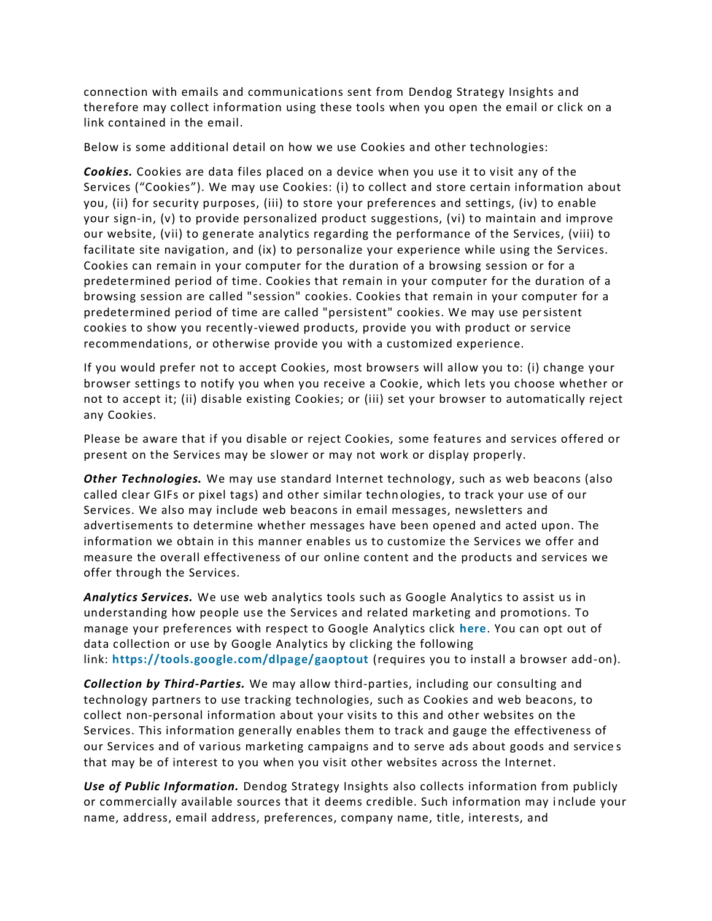connection with emails and communications sent from Dendog Strategy Insights and therefore may collect information using these tools when you open the email or click on a link contained in the email.

Below is some additional detail on how we use Cookies and other technologies:

***Cookies.*** Cookies are data files placed on a device when you use it to visit any of the Services ("Cookies"). We may use Cookies: (i) to collect and store certain information about you, (ii) for security purposes, (iii) to store your preferences and settings, (iv) to enable your sign-in, (v) to provide personalized product suggestions, (vi) to maintain and improve our website, (vii) to generate analytics regarding the performance of the Services, (viii) to facilitate site navigation, and (ix) to personalize your experience while using the Services. Cookies can remain in your computer for the duration of a browsing session or for a predetermined period of time. Cookies that remain in your computer for the duration of a browsing session are called "session" cookies. Cookies that remain in your computer for a predetermined period of time are called "persistent" cookies. We may use persistent cookies to show you recently-viewed products, provide you with product or service recommendations, or otherwise provide you with a customized experience.

If you would prefer not to accept Cookies, most browsers will allow you to: (i) change your browser settings to notify you when you receive a Cookie, which lets you choose whether or not to accept it; (ii) disable existing Cookies; or (iii) set your browser to automatically reject any Cookies.

Please be aware that if you disable or reject Cookies, some features and services offered or present on the Services may be slower or may not work or display properly.

***Other Technologies.*** We may use standard Internet technology, such as web beacons (also called clear GIFs or pixel tags) and other similar technologies, to track your use of our Services. We also may include web beacons in email messages, newsletters and advertisements to determine whether messages have been opened and acted upon. The information we obtain in this manner enables us to customize the Services we offer and measure the overall effectiveness of our online content and the products and services we offer through the Services.

***Analytics Services.*** We use web analytics tools such as Google Analytics to assist us in understanding how people use the Services and related marketing and promotions. To manage your preferences with respect to Google Analytics click **here**. You can opt out of data collection or use by Google Analytics by clicking the following link: **https://tools.google.com/dlpage/gaoptout** (requires you to install a browser add-on).

***Collection by Third-Parties.*** We may allow third-parties, including our consulting and technology partners to use tracking technologies, such as Cookies and web beacons, to collect non-personal information about your visits to this and other websites on the Services. This information generally enables them to track and gauge the effectiveness of our Services and of various marketing campaigns and to serve ads about goods and services that may be of interest to you when you visit other websites across the Internet.

***Use of Public Information.*** Dendog Strategy Insights also collects information from publicly or commercially available sources that it deems credible. Such information may include your name, address, email address, preferences, company name, title, interests, and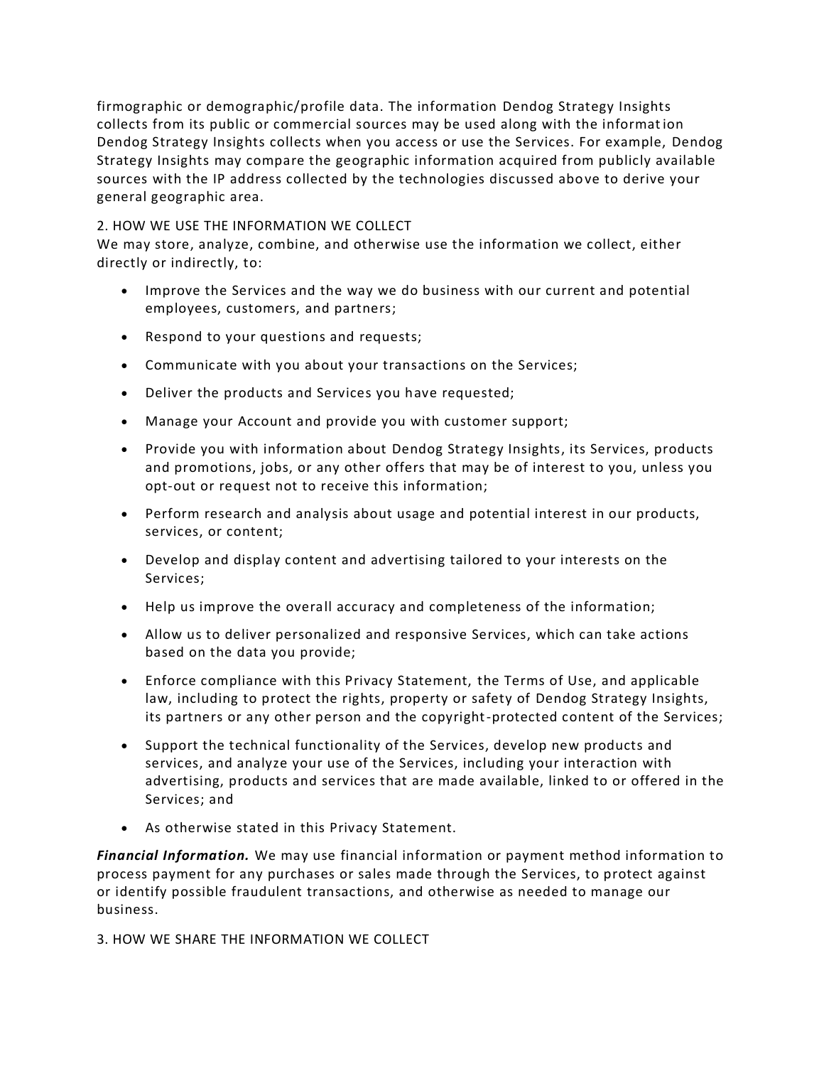firmographic or demographic/profile data. The information Dendog Strategy Insights collects from its public or commercial sources may be used along with the information Dendog Strategy Insights collects when you access or use the Services. For example, Dendog Strategy Insights may compare the geographic information acquired from publicly available sources with the IP address collected by the technologies discussed above to derive your general geographic area.

## 2. HOW WE USE THE INFORMATION WE COLLECT

We may store, analyze, combine, and otherwise use the information we collect, either directly or indirectly, to:

- Improve the Services and the way we do business with our current and potential employees, customers, and partners;
- Respond to your questions and requests;
- Communicate with you about your transactions on the Services;
- Deliver the products and Services you have requested;
- Manage your Account and provide you with customer support;
- Provide you with information about Dendog Strategy Insights, its Services, products and promotions, jobs, or any other offers that may be of interest to you, unless you opt-out or request not to receive this information;
- Perform research and analysis about usage and potential interest in our products, services, or content;
- Develop and display content and advertising tailored to your interests on the Services;
- Help us improve the overall accuracy and completeness of the information;
- Allow us to deliver personalized and responsive Services, which can take actions based on the data you provide;
- Enforce compliance with this Privacy Statement, the Terms of Use, and applicable law, including to protect the rights, property or safety of Dendog Strategy Insights, its partners or any other person and the copyright-protected content of the Services;
- Support the technical functionality of the Services, develop new products and services, and analyze your use of the Services, including your interaction with advertising, products and services that are made available, linked to or offered in the Services; and
- As otherwise stated in this Privacy Statement.

***Financial Information.*** We may use financial information or payment method information to process payment for any purchases or sales made through the Services, to protect against or identify possible fraudulent transactions, and otherwise as needed to manage our business.

## 3. HOW WE SHARE THE INFORMATION WE COLLECT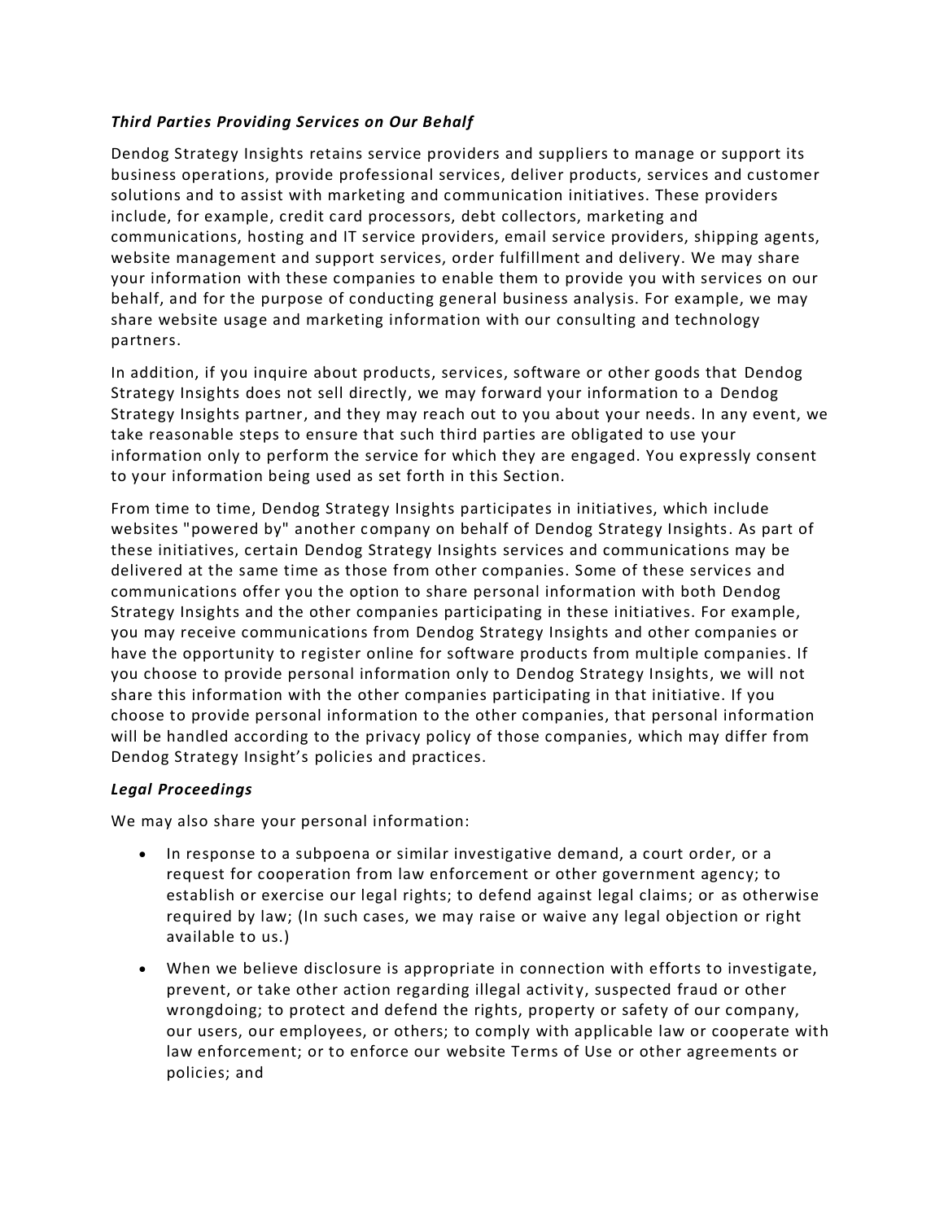***Third Parties Providing Services on Our Behalf***

Dendog Strategy Insights retains service providers and suppliers to manage or support its business operations, provide professional services, deliver products, services and customer solutions and to assist with marketing and communication initiatives. These providers include, for example, credit card processors, debt collectors, marketing and communications, hosting and IT service providers, email service providers, shipping agents, website management and support services, order fulfillment and delivery. We may share your information with these companies to enable them to provide you with services on our behalf, and for the purpose of conducting general business analysis. For example, we may share website usage and marketing information with our consulting and technology partners.

In addition, if you inquire about products, services, software or other goods that Dendog Strategy Insights does not sell directly, we may forward your information to a Dendog Strategy Insights partner, and they may reach out to you about your needs. In any event, we take reasonable steps to ensure that such third parties are obligated to use your information only to perform the service for which they are engaged. You expressly consent to your information being used as set forth in this Section.

From time to time, Dendog Strategy Insights participates in initiatives, which include websites "powered by" another company on behalf of Dendog Strategy Insights. As part of these initiatives, certain Dendog Strategy Insights services and communications may be delivered at the same time as those from other companies. Some of these services and communications offer you the option to share personal information with both Dendog Strategy Insights and the other companies participating in these initiatives. For example, you may receive communications from Dendog Strategy Insights and other companies or have the opportunity to register online for software products from multiple companies. If you choose to provide personal information only to Dendog Strategy Insights, we will not share this information with the other companies participating in that initiative. If you choose to provide personal information to the other companies, that personal information will be handled according to the privacy policy of those companies, which may differ from Dendog Strategy Insight's policies and practices.

***Legal Proceedings***

We may also share your personal information:

- In response to a subpoena or similar investigative demand, a court order, or a request for cooperation from law enforcement or other government agency; to establish or exercise our legal rights; to defend against legal claims; or as otherwise required by law; (In such cases, we may raise or waive any legal objection or right available to us.)
- When we believe disclosure is appropriate in connection with efforts to investigate, prevent, or take other action regarding illegal activity, suspected fraud or other wrongdoing; to protect and defend the rights, property or safety of our company, our users, our employees, or others; to comply with applicable law or cooperate with law enforcement; or to enforce our website Terms of Use or other agreements or policies; and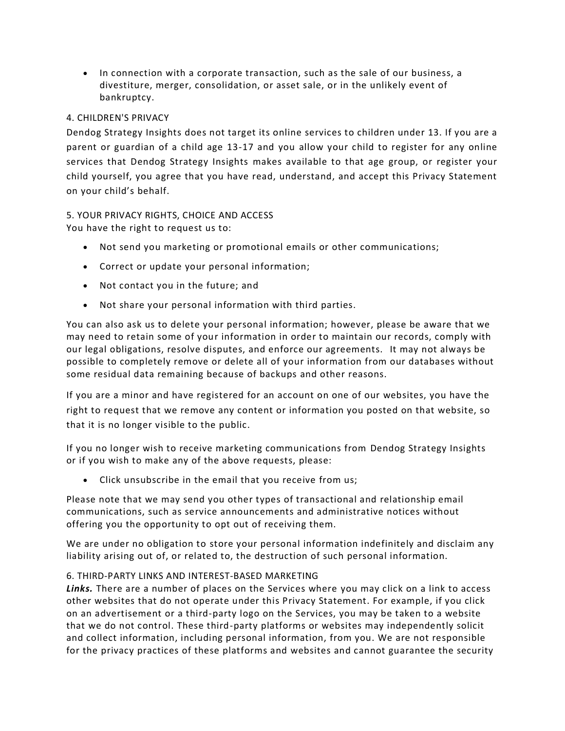- In connection with a corporate transaction, such as the sale of our business, a divestiture, merger, consolidation, or asset sale, or in the unlikely event of bankruptcy.

4. CHILDREN'S PRIVACY

Dendog Strategy Insights does not target its online services to children under 13. If you are a parent or guardian of a child age 13-17 and you allow your child to register for any online services that Dendog Strategy Insights makes available to that age group, or register your child yourself, you agree that you have read, understand, and accept this Privacy Statement on your child’s behalf.

5. YOUR PRIVACY RIGHTS, CHOICE AND ACCESS

You have the right to request us to:

- Not send you marketing or promotional emails or other communications;
- Correct or update your personal information;
- Not contact you in the future; and
- Not share your personal information with third parties.

You can also ask us to delete your personal information; however, please be aware that we may need to retain some of your information in order to maintain our records, comply with our legal obligations, resolve disputes, and enforce our agreements. It may not always be possible to completely remove or delete all of your information from our databases without some residual data remaining because of backups and other reasons.

If you are a minor and have registered for an account on one of our websites, you have the right to request that we remove any content or information you posted on that website, so that it is no longer visible to the public.

If you no longer wish to receive marketing communications from Dendog Strategy Insights or if you wish to make any of the above requests, please:

- Click unsubscribe in the email that you receive from us;

Please note that we may send you other types of transactional and relationship email communications, such as service announcements and administrative notices without offering you the opportunity to opt out of receiving them.

We are under no obligation to store your personal information indefinitely and disclaim any liability arising out of, or related to, the destruction of such personal information.

6. THIRD-PARTY LINKS AND INTEREST-BASED MARKETING

***Links.*** There are a number of places on the Services where you may click on a link to access other websites that do not operate under this Privacy Statement. For example, if you click on an advertisement or a third-party logo on the Services, you may be taken to a website that we do not control. These third-party platforms or websites may independently solicit and collect information, including personal information, from you. We are not responsible for the privacy practices of these platforms and websites and cannot guarantee the security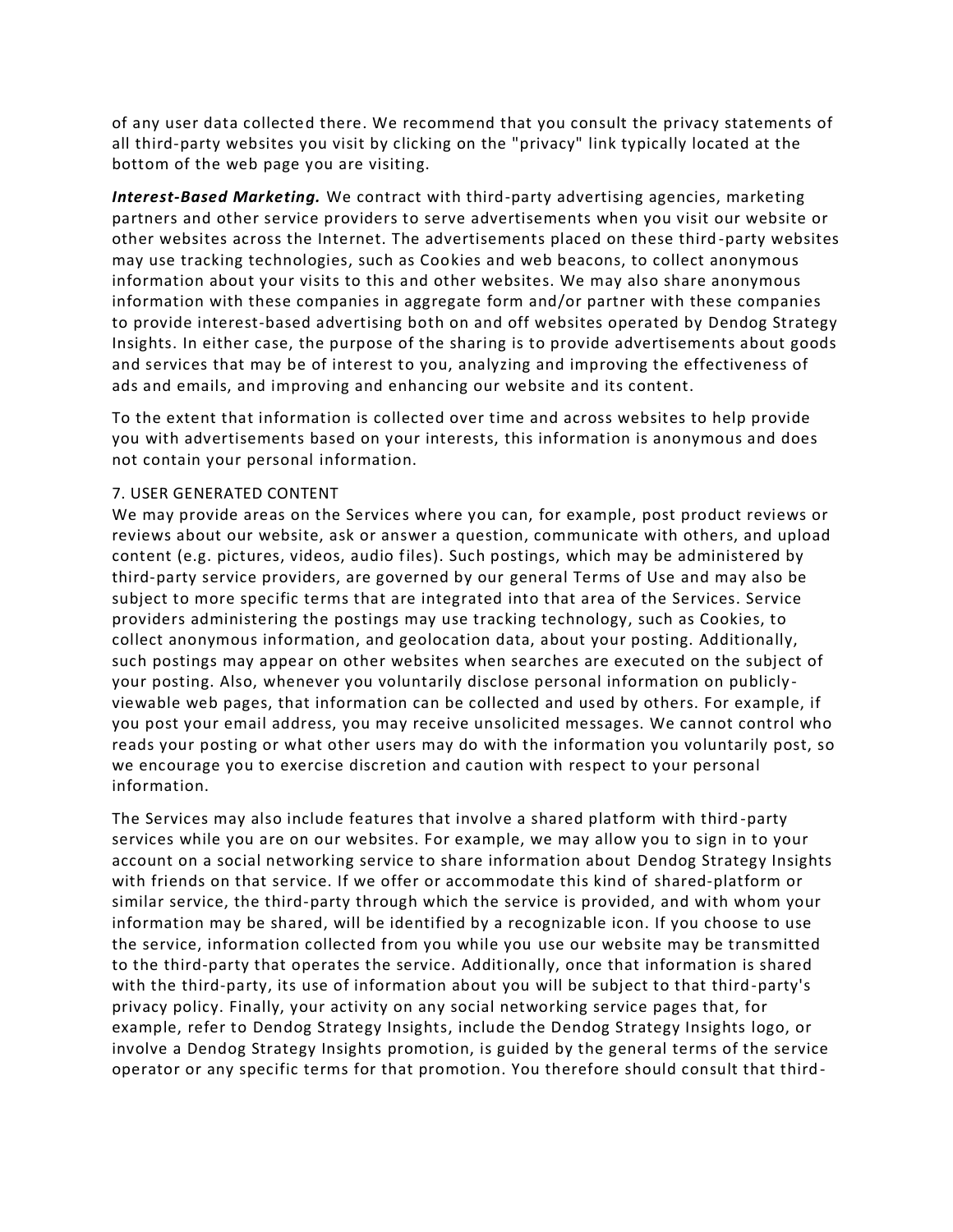of any user data collected there. We recommend that you consult the privacy statements of all third-party websites you visit by clicking on the "privacy" link typically located at the bottom of the web page you are visiting.

***Interest-Based Marketing.*** We contract with third-party advertising agencies, marketing partners and other service providers to serve advertisements when you visit our website or other websites across the Internet. The advertisements placed on these third-party websites may use tracking technologies, such as Cookies and web beacons, to collect anonymous information about your visits to this and other websites. We may also share anonymous information with these companies in aggregate form and/or partner with these companies to provide interest-based advertising both on and off websites operated by Dendog Strategy Insights. In either case, the purpose of the sharing is to provide advertisements about goods and services that may be of interest to you, analyzing and improving the effectiveness of ads and emails, and improving and enhancing our website and its content.

To the extent that information is collected over time and across websites to help provide you with advertisements based on your interests, this information is anonymous and does not contain your personal information.

7. USER GENERATED CONTENT

We may provide areas on the Services where you can, for example, post product reviews or reviews about our website, ask or answer a question, communicate with others, and upload content (e.g. pictures, videos, audio files). Such postings, which may be administered by third-party service providers, are governed by our general Terms of Use and may also be subject to more specific terms that are integrated into that area of the Services. Service providers administering the postings may use tracking technology, such as Cookies, to collect anonymous information, and geolocation data, about your posting. Additionally, such postings may appear on other websites when searches are executed on the subject of your posting. Also, whenever you voluntarily disclose personal information on publicly-viewable web pages, that information can be collected and used by others. For example, if you post your email address, you may receive unsolicited messages. We cannot control who reads your posting or what other users may do with the information you voluntarily post, so we encourage you to exercise discretion and caution with respect to your personal information.

The Services may also include features that involve a shared platform with third-party services while you are on our websites. For example, we may allow you to sign in to your account on a social networking service to share information about Dendog Strategy Insights with friends on that service. If we offer or accommodate this kind of shared-platform or similar service, the third-party through which the service is provided, and with whom your information may be shared, will be identified by a recognizable icon. If you choose to use the service, information collected from you while you use our website may be transmitted to the third-party that operates the service. Additionally, once that information is shared with the third-party, its use of information about you will be subject to that third-party's privacy policy. Finally, your activity on any social networking service pages that, for example, refer to Dendog Strategy Insights, include the Dendog Strategy Insights logo, or involve a Dendog Strategy Insights promotion, is guided by the general terms of the service operator or any specific terms for that promotion. You therefore should consult that third-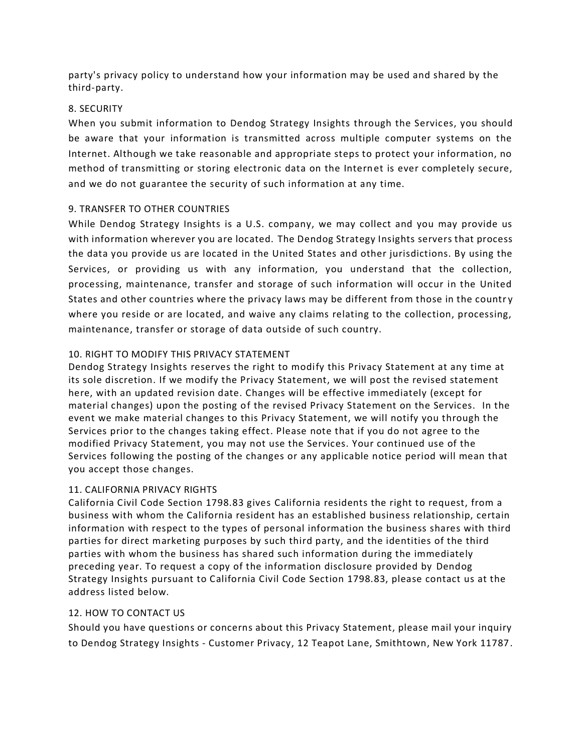party's privacy policy to understand how your information may be used and shared by the third-party.

## 8. SECURITY

When you submit information to Dendog Strategy Insights through the Services, you should be aware that your information is transmitted across multiple computer systems on the Internet. Although we take reasonable and appropriate steps to protect your information, no method of transmitting or storing electronic data on the Internet is ever completely secure, and we do not guarantee the security of such information at any time.

## 9. TRANSFER TO OTHER COUNTRIES

While Dendog Strategy Insights is a U.S. company, we may collect and you may provide us with information wherever you are located. The Dendog Strategy Insights servers that process the data you provide us are located in the United States and other jurisdictions. By using the Services, or providing us with any information, you understand that the collection, processing, maintenance, transfer and storage of such information will occur in the United States and other countries where the privacy laws may be different from those in the country where you reside or are located, and waive any claims relating to the collection, processing, maintenance, transfer or storage of data outside of such country.

## 10. RIGHT TO MODIFY THIS PRIVACY STATEMENT

Dendog Strategy Insights reserves the right to modify this Privacy Statement at any time at its sole discretion. If we modify the Privacy Statement, we will post the revised statement here, with an updated revision date. Changes will be effective immediately (except for material changes) upon the posting of the revised Privacy Statement on the Services. In the event we make material changes to this Privacy Statement, we will notify you through the Services prior to the changes taking effect. Please note that if you do not agree to the modified Privacy Statement, you may not use the Services. Your continued use of the Services following the posting of the changes or any applicable notice period will mean that you accept those changes.

## 11. CALIFORNIA PRIVACY RIGHTS

California Civil Code Section 1798.83 gives California residents the right to request, from a business with whom the California resident has an established business relationship, certain information with respect to the types of personal information the business shares with third parties for direct marketing purposes by such third party, and the identities of the third parties with whom the business has shared such information during the immediately preceding year. To request a copy of the information disclosure provided by Dendog Strategy Insights pursuant to California Civil Code Section 1798.83, please contact us at the address listed below.

## 12. HOW TO CONTACT US

Should you have questions or concerns about this Privacy Statement, please mail your inquiry to Dendog Strategy Insights - Customer Privacy, 12 Teapot Lane, Smithtown, New York 11787.